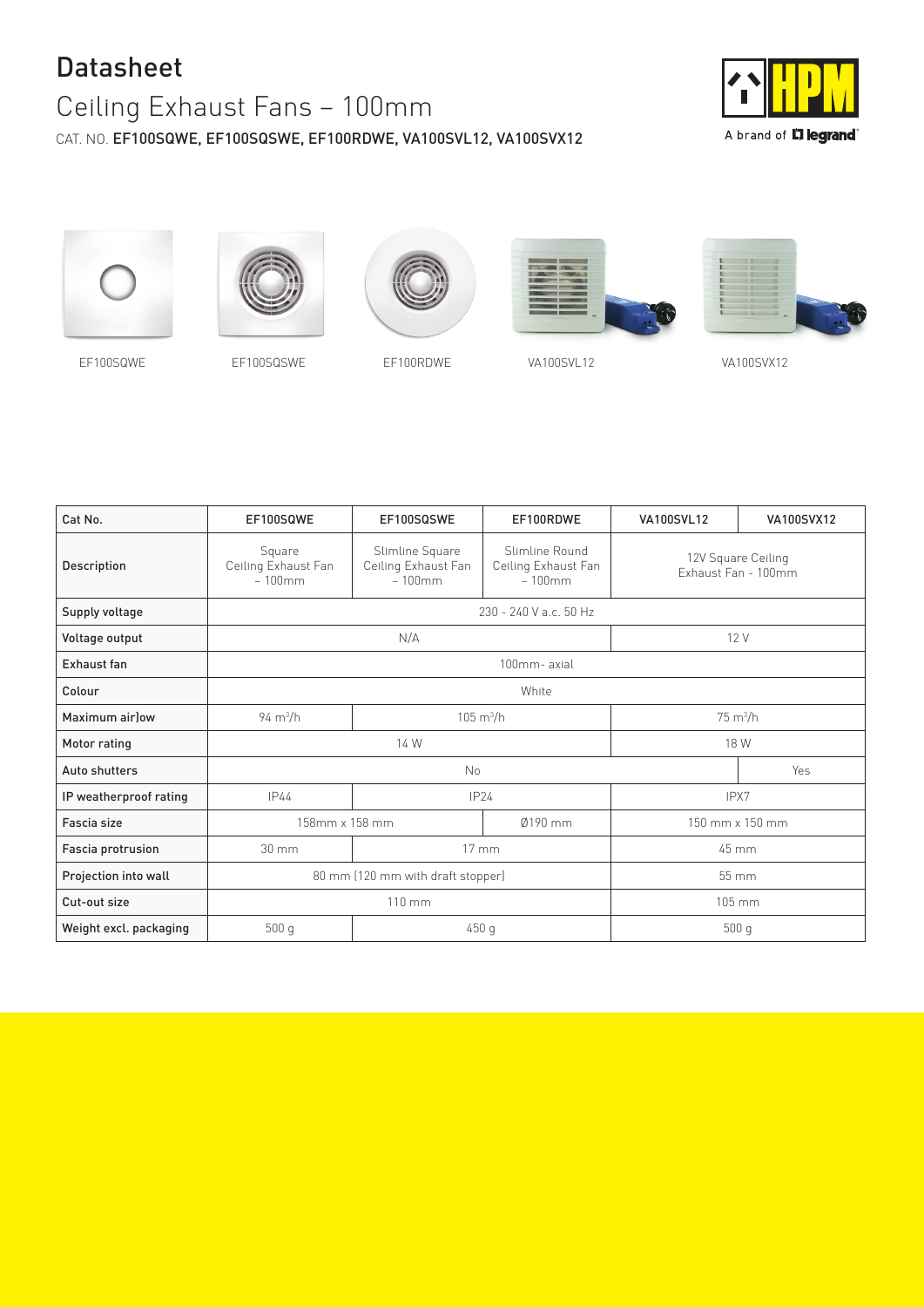# Datasheet

## Ceiling Exhaust Fans – 100mm

CAT. NO. **EF100SQWE, EF100SQSWE, EF100RDWE, VA100SVL12, VA100SVX12**

A brand of legrand

EF100SQWE    EF100SQSWE    EF100RDWE    VA100SVL12    VA100SVX12

| Cat No. | EF100SQWE | EF100SQSWE | EF100RDWE | VA100SVL12 | VA100SVX12 |
|---|---|---|---|---|---|
| Description | Square Ceiling Exhaust Fan – 100mm | Slimline Square Ceiling Exhaust Fan – 100mm | Slimline Round Ceiling Exhaust Fan – 100mm | 12V Square Ceiling Exhaust Fan - 100mm | |
| Supply voltage | 230 - 240 V a.c. 50 Hz | | | | |
| Voltage output | N/A | | | 12 V | |
| Exhaust fan | 100mm- axial | | | | |
| Colour | White | | | | |
| Maximum air)ow | 94 $m^3$/h | 105 $m^3$/h | | 75 $m^3$/h | |
| Motor rating | 14 W | | | 18 W | |
| Auto shutters | No | | | | Yes |
| IP weatherproof rating | IP44 | IP24 | | IPX7 | |
| Fascia size | 158mm x 158 mm | | Ø190 mm | 150 mm x 150 mm | |
| Fascia protrusion | 30 mm | 17 mm | | 45 mm | |
| Projection into wall | 80 mm (120 mm with draft stopper) | | | 55 mm | |
| Cut-out size | 110 mm | | | 105 mm | |
| Weight excl. packaging | 500 g | 450 g | | 500 g | |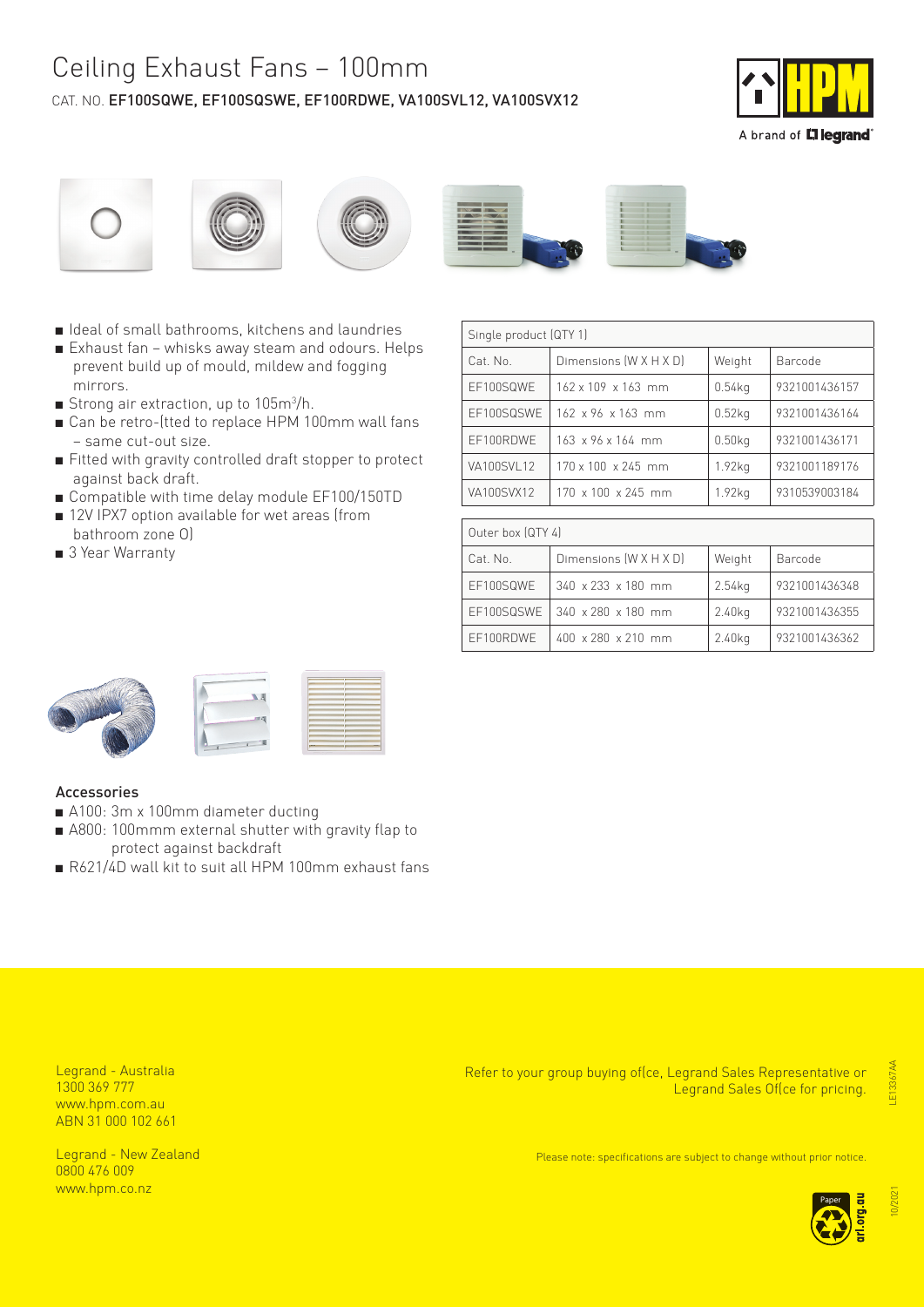# Ceiling Exhaust Fans – 100mm

CAT. NO. **EF100SQWE, EF100SQSWE, EF100RDWE, VA100SVL12, VA100SVX12**

A brand of legrand

- Ideal of small bathrooms, kitchens and laundries
- Exhaust fan – whisks away steam and odours. Helps prevent build up of mould, mildew and fogging mirrors.
- Strong air extraction, up to 105m³/h.
- Can be retro-fitted to replace HPM 100mm wall fans – same cut-out size.
- Fitted with gravity controlled draft stopper to protect against back draft.
- Compatible with time delay module EF100/150TD
- 12V IPX7 option available for wet areas (from bathroom zone 0)
- 3 Year Warranty

| Single product (QTY 1) | | | |
|---|---|---|---|
| Cat. No. | Dimensions (W X H X D) | Weight | Barcode |
| EF100SQWE | 162 x 109 x 163 mm | 0.54kg | 9321001436157 |
| EF100SQSWE | 162 x 96 x 163 mm | 0.52kg | 9321001436164 |
| EF100RDWE | 163 x 96 x 164 mm | 0.50kg | 9321001436171 |
| VA100SVL12 | 170 x 100 x 245 mm | 1.92kg | 9321001189176 |
| VA100SVX12 | 170 x 100 x 245 mm | 1.92kg | 9310539003184 |

| Outer box (QTY 4) | | | |
|---|---|---|---|
| Cat. No. | Dimensions (W X H X D) | Weight | Barcode |
| EF100SQWE | 340 x 233 x 180 mm | 2.54kg | 9321001436348 |
| EF100SQSWE | 340 x 280 x 180 mm | 2.40kg | 9321001436355 |
| EF100RDWE | 400 x 280 x 210 mm | 2.40kg | 9321001436362 |

### Accessories

- A100: 3m x 100mm diameter ducting
- A800: 100mmm external shutter with gravity flap to protect against backdraft
- R621/4D wall kit to suit all HPM 100mm exhaust fans

Legrand - Australia
1300 369 777
www.hpm.com.au
ABN 31 000 102 661

Legrand - New Zealand
0800 476 009
www.hpm.co.nz

Refer to your group buying office, Legrand Sales Representative or Legrand Sales Office for pricing.

Please note: specifications are subject to change without prior notice.

LE13367AA

10/2021